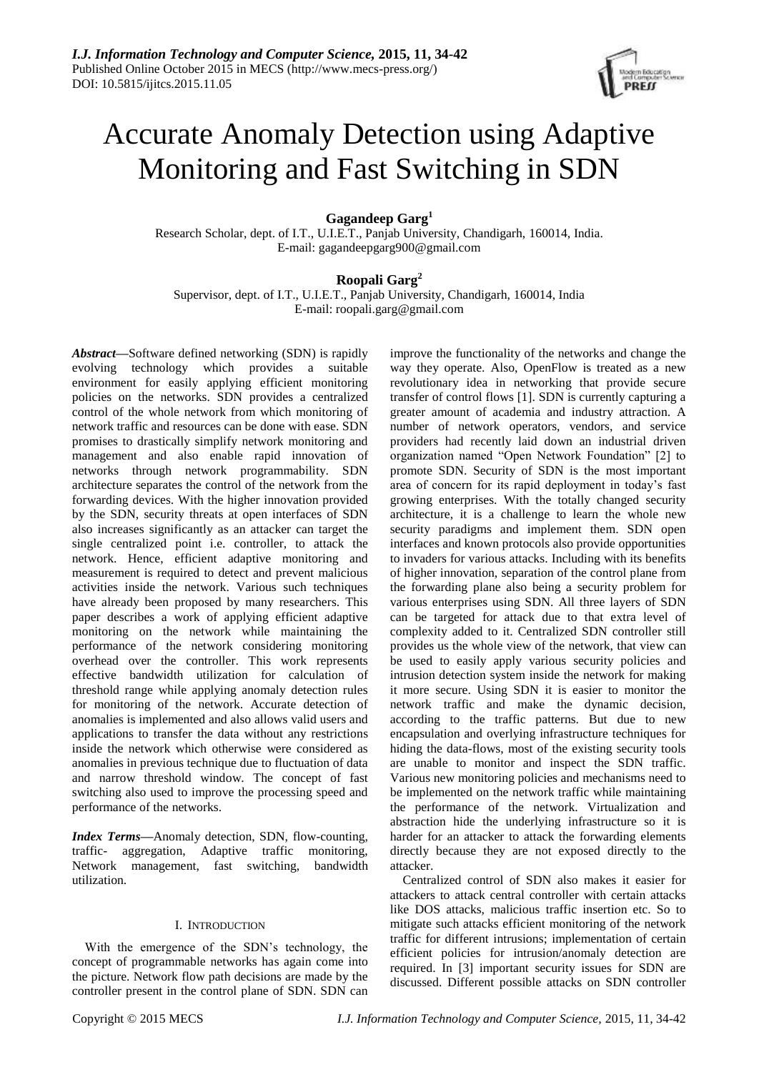# Accurate Anomaly Detection using Adaptive Monitoring and Fast Switching in SDN

**Gagandeep Garg**[1]

Research Scholar, dept. of I.T., U.I.E.T., Panjab University, Chandigarh, 160014, India.
E-mail: gagandeepgarg900@gmail.com

**Roopali Garg**[2]

Supervisor, dept. of I.T., U.I.E.T., Panjab University, Chandigarh, 160014, India
E-mail: roopali.garg@gmail.com

***Abstract*****—**Software defined networking (SDN) is rapidly evolving technology which provides a suitable environment for easily applying efficient monitoring policies on the networks. SDN provides a centralized control of the whole network from which monitoring of network traffic and resources can be done with ease. SDN promises to drastically simplify network monitoring and management and also enable rapid innovation of networks through network programmability. SDN architecture separates the control of the network from the forwarding devices. With the higher innovation provided by the SDN, security threats at open interfaces of SDN also increases significantly as an attacker can target the single centralized point i.e. controller, to attack the network. Hence, efficient adaptive monitoring and measurement is required to detect and prevent malicious activities inside the network. Various such techniques have already been proposed by many researchers. This paper describes a work of applying efficient adaptive monitoring on the network while maintaining the performance of the network considering monitoring overhead over the controller. This work represents effective bandwidth utilization for calculation of threshold range while applying anomaly detection rules for monitoring of the network. Accurate detection of anomalies is implemented and also allows valid users and applications to transfer the data without any restrictions inside the network which otherwise were considered as anomalies in previous technique due to fluctuation of data and narrow threshold window. The concept of fast switching also used to improve the processing speed and performance of the networks.

***Index Terms*****—**Anomaly detection, SDN, flow-counting, traffic- aggregation, Adaptive traffic monitoring, Network management, fast switching, bandwidth utilization.

## I. Introduction

With the emergence of the SDN's technology, the concept of programmable networks has again come into the picture. Network flow path decisions are made by the controller present in the control plane of SDN. SDN can improve the functionality of the networks and change the way they operate. Also, OpenFlow is treated as a new revolutionary idea in networking that provide secure transfer of control flows [1]. SDN is currently capturing a greater amount of academia and industry attraction. A number of network operators, vendors, and service providers had recently laid down an industrial driven organization named "Open Network Foundation" [2] to promote SDN. Security of SDN is the most important area of concern for its rapid deployment in today's fast growing enterprises. With the totally changed security architecture, it is a challenge to learn the whole new security paradigms and implement them. SDN open interfaces and known protocols also provide opportunities to invaders for various attacks. Including with its benefits of higher innovation, separation of the control plane from the forwarding plane also being a security problem for various enterprises using SDN. All three layers of SDN can be targeted for attack due to that extra level of complexity added to it. Centralized SDN controller still provides us the whole view of the network, that view can be used to easily apply various security policies and intrusion detection system inside the network for making it more secure. Using SDN it is easier to monitor the network traffic and make the dynamic decision, according to the traffic patterns. But due to new encapsulation and overlying infrastructure techniques for hiding the data-flows, most of the existing security tools are unable to monitor and inspect the SDN traffic. Various new monitoring policies and mechanisms need to be implemented on the network traffic while maintaining the performance of the network. Virtualization and abstraction hide the underlying infrastructure so it is harder for an attacker to attack the forwarding elements directly because they are not exposed directly to the attacker.

Centralized control of SDN also makes it easier for attackers to attack central controller with certain attacks like DOS attacks, malicious traffic insertion etc. So to mitigate such attacks efficient monitoring of the network traffic for different intrusions; implementation of certain efficient policies for intrusion/anomaly detection are required. In [3] important security issues for SDN are discussed. Different possible attacks on SDN controller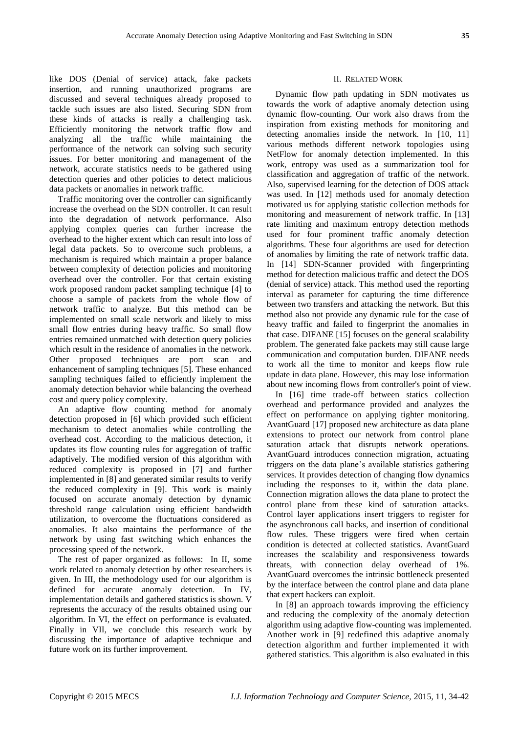like DOS (Denial of service) attack, fake packets insertion, and running unauthorized programs are discussed and several techniques already proposed to tackle such issues are also listed. Securing SDN from these kinds of attacks is really a challenging task. Efficiently monitoring the network traffic flow and analyzing all the traffic while maintaining the performance of the network can solving such security issues. For better monitoring and management of the network, accurate statistics needs to be gathered using detection queries and other policies to detect malicious data packets or anomalies in network traffic.

Traffic monitoring over the controller can significantly increase the overhead on the SDN controller. It can result into the degradation of network performance. Also applying complex queries can further increase the overhead to the higher extent which can result into loss of legal data packets. So to overcome such problems, a mechanism is required which maintain a proper balance between complexity of detection policies and monitoring overhead over the controller. For that certain existing work proposed random packet sampling technique [4] to choose a sample of packets from the whole flow of network traffic to analyze. But this method can be implemented on small scale network and likely to miss small flow entries during heavy traffic. So small flow entries remained unmatched with detection query policies which result in the residence of anomalies in the network. Other proposed techniques are port scan and enhancement of sampling techniques [5]. These enhanced sampling techniques failed to efficiently implement the anomaly detection behavior while balancing the overhead cost and query policy complexity.

An adaptive flow counting method for anomaly detection proposed in [6] which provided such efficient mechanism to detect anomalies while controlling the overhead cost. According to the malicious detection, it updates its flow counting rules for aggregation of traffic adaptively. The modified version of this algorithm with reduced complexity is proposed in [7] and further implemented in [8] and generated similar results to verify the reduced complexity in [9]. This work is mainly focused on accurate anomaly detection by dynamic threshold range calculation using efficient bandwidth utilization, to overcome the fluctuations considered as anomalies. It also maintains the performance of the network by using fast switching which enhances the processing speed of the network.

The rest of paper organized as follows: In II, some work related to anomaly detection by other researchers is given. In III, the methodology used for our algorithm is defined for accurate anomaly detection. In IV, implementation details and gathered statistics is shown. V represents the accuracy of the results obtained using our algorithm. In VI, the effect on performance is evaluated. Finally in VII, we conclude this research work by discussing the importance of adaptive technique and future work on its further improvement.

## II. Related Work

Dynamic flow path updating in SDN motivates us towards the work of adaptive anomaly detection using dynamic flow-counting. Our work also draws from the inspiration from existing methods for monitoring and detecting anomalies inside the network. In [10, 11] various methods different network topologies using NetFlow for anomaly detection implemented. In this work, entropy was used as a summarization tool for classification and aggregation of traffic of the network. Also, supervised learning for the detection of DOS attack was used. In [12] methods used for anomaly detection motivated us for applying statistic collection methods for monitoring and measurement of network traffic. In [13] rate limiting and maximum entropy detection methods used for four prominent traffic anomaly detection algorithms. These four algorithms are used for detection of anomalies by limiting the rate of network traffic data. In [14] SDN-Scanner provided with fingerprinting method for detection malicious traffic and detect the DOS (denial of service) attack. This method used the reporting interval as parameter for capturing the time difference between two transfers and attacking the network. But this method also not provide any dynamic rule for the case of heavy traffic and failed to fingerprint the anomalies in that case. DIFANE [15] focuses on the general scalability problem. The generated fake packets may still cause large communication and computation burden. DIFANE needs to work all the time to monitor and keeps flow rule update in data plane. However, this may lose information about new incoming flows from controller's point of view.

In [16] time trade-off between statics collection overhead and performance provided and analyzes the effect on performance on applying tighter monitoring. AvantGuard [17] proposed new architecture as data plane extensions to protect our network from control plane saturation attack that disrupts network operations. AvantGuard introduces connection migration, actuating triggers on the data plane's available statistics gathering services. It provides detection of changing flow dynamics including the responses to it, within the data plane. Connection migration allows the data plane to protect the control plane from these kind of saturation attacks. Control layer applications insert triggers to register for the asynchronous call backs, and insertion of conditional flow rules. These triggers were fired when certain condition is detected at collected statistics. AvantGuard increases the scalability and responsiveness towards threats, with connection delay overhead of 1%. AvantGuard overcomes the intrinsic bottleneck presented by the interface between the control plane and data plane that expert hackers can exploit.

In [8] an approach towards improving the efficiency and reducing the complexity of the anomaly detection algorithm using adaptive flow-counting was implemented. Another work in [9] redefined this adaptive anomaly detection algorithm and further implemented it with gathered statistics. This algorithm is also evaluated in this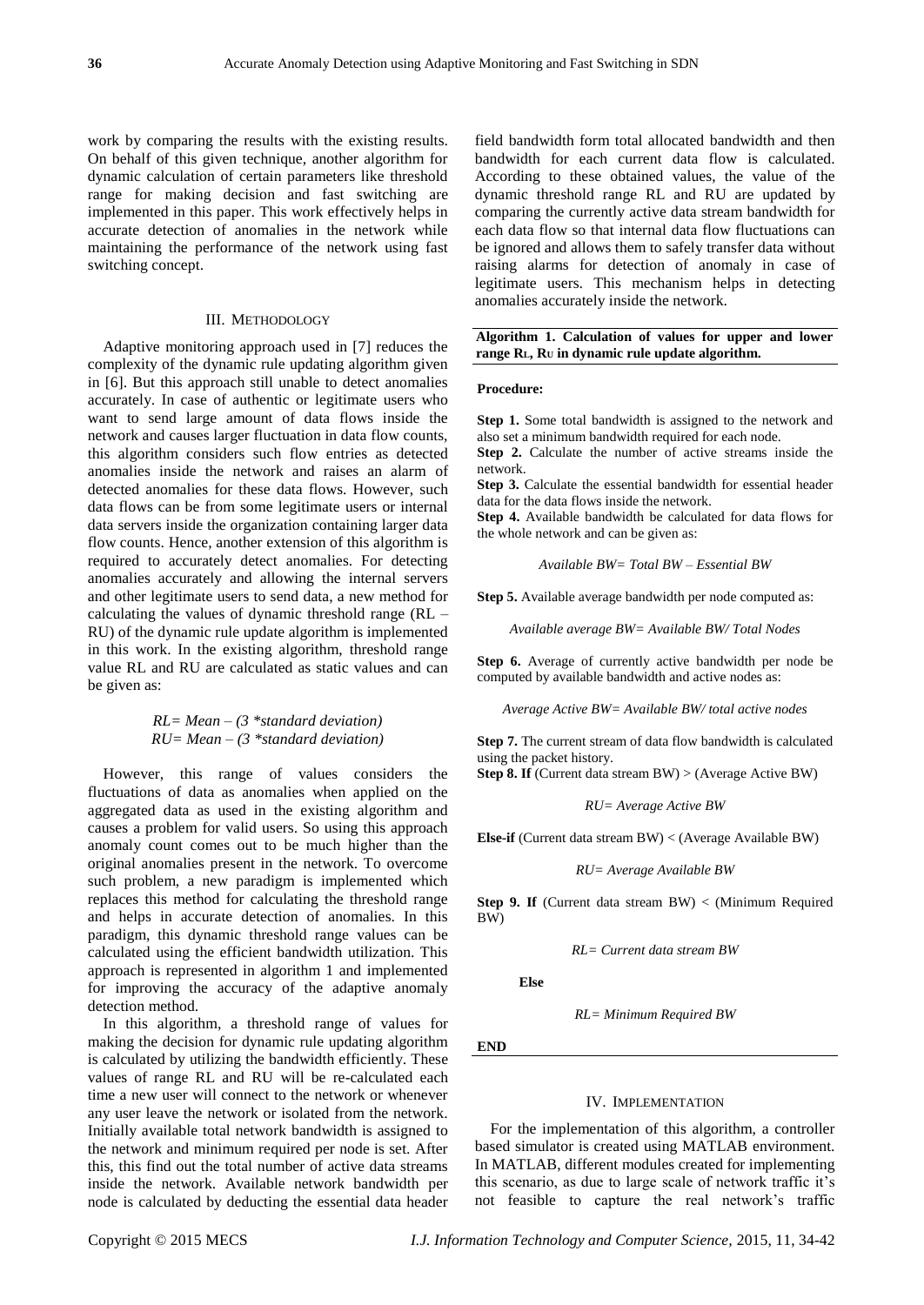work by comparing the results with the existing results. On behalf of this given technique, another algorithm for dynamic calculation of certain parameters like threshold range for making decision and fast switching are implemented in this paper. This work effectively helps in accurate detection of anomalies in the network while maintaining the performance of the network using fast switching concept.

## III. Methodology

Adaptive monitoring approach used in [7] reduces the complexity of the dynamic rule updating algorithm given in [6]. But this approach still unable to detect anomalies accurately. In case of authentic or legitimate users who want to send large amount of data flows inside the network and causes larger fluctuation in data flow counts, this algorithm considers such flow entries as detected anomalies inside the network and raises an alarm of detected anomalies for these data flows. However, such data flows can be from some legitimate users or internal data servers inside the organization containing larger data flow counts. Hence, another extension of this algorithm is required to accurately detect anomalies. For detecting anomalies accurately and allowing the internal servers and other legitimate users to send data, a new method for calculating the values of dynamic threshold range (RL – RU) of the dynamic rule update algorithm is implemented in this work. In the existing algorithm, threshold range value RL and RU are calculated as static values and can be given as:

$$RL = Mean - (3 * standard\ deviation)$$
$$RU = Mean - (3 * standard\ deviation)$$

However, this range of values considers the fluctuations of data as anomalies when applied on the aggregated data as used in the existing algorithm and causes a problem for valid users. So using this approach anomaly count comes out to be much higher than the original anomalies present in the network. To overcome such problem, a new paradigm is implemented which replaces this method for calculating the threshold range and helps in accurate detection of anomalies. In this paradigm, this dynamic threshold range values can be calculated using the efficient bandwidth utilization. This approach is represented in algorithm 1 and implemented for improving the accuracy of the adaptive anomaly detection method.

In this algorithm, a threshold range of values for making the decision for dynamic rule updating algorithm is calculated by utilizing the bandwidth efficiently. These values of range RL and RU will be re-calculated each time a new user will connect to the network or whenever any user leave the network or isolated from the network. Initially available total network bandwidth is assigned to the network and minimum required per node is set. After this, this find out the total number of active data streams inside the network. Available network bandwidth per node is calculated by deducting the essential data header field bandwidth form total allocated bandwidth and then bandwidth for each current data flow is calculated. According to these obtained values, the value of the dynamic threshold range RL and RU are updated by comparing the currently active data stream bandwidth for each data flow so that internal data flow fluctuations can be ignored and allows them to safely transfer data without raising alarms for detection of anomaly in case of legitimate users. This mechanism helps in detecting anomalies accurately inside the network.

**Algorithm 1. Calculation of values for upper and lower range $R_L$, $R_U$ in dynamic rule update algorithm.**

**Procedure:**

**Step 1.** Some total bandwidth is assigned to the network and also set a minimum bandwidth required for each node.

**Step 2.** Calculate the number of active streams inside the network.

**Step 3.** Calculate the essential bandwidth for essential header data for the data flows inside the network.

**Step 4.** Available bandwidth be calculated for data flows for the whole network and can be given as:

*Available BW= Total BW – Essential BW*

**Step 5.** Available average bandwidth per node computed as:

*Available average BW= Available BW/ Total Nodes*

**Step 6.** Average of currently active bandwidth per node be computed by available bandwidth and active nodes as:

*Average Active BW= Available BW/ total active nodes*

**Step 7.** The current stream of data flow bandwidth is calculated using the packet history.

**Step 8. If** (Current data stream BW) > (Average Active BW)

*RU= Average Active BW*

**Else-if** (Current data stream BW) < (Average Available BW)

*RU= Average Available BW*

**Step 9. If** (Current data stream BW) < (Minimum Required BW)

*RL= Current data stream BW*

**Else**

*RL= Minimum Required BW*

**END**

## IV. Implementation

For the implementation of this algorithm, a controller based simulator is created using MATLAB environment. In MATLAB, different modules created for implementing this scenario, as due to large scale of network traffic it's not feasible to capture the real network's traffic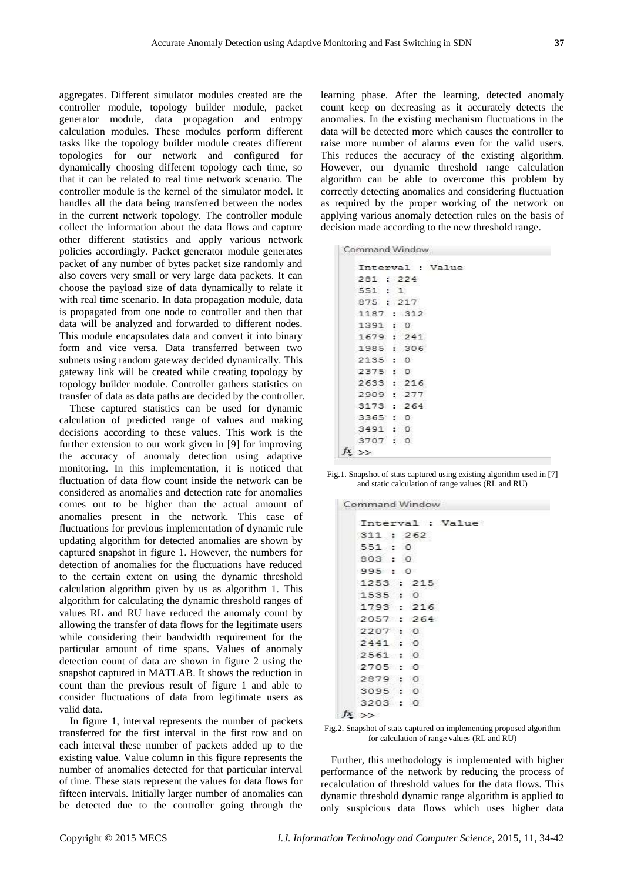aggregates. Different simulator modules created are the controller module, topology builder module, packet generator module, data propagation and entropy calculation modules. These modules perform different tasks like the topology builder module creates different topologies for our network and configured for dynamically choosing different topology each time, so that it can be related to real time network scenario. The controller module is the kernel of the simulator model. It handles all the data being transferred between the nodes in the current network topology. The controller module collect the information about the data flows and capture other different statistics and apply various network policies accordingly. Packet generator module generates packet of any number of bytes packet size randomly and also covers very small or very large data packets. It can choose the payload size of data dynamically to relate it with real time scenario. In data propagation module, data is propagated from one node to controller and then that data will be analyzed and forwarded to different nodes. This module encapsulates data and convert it into binary form and vice versa. Data transferred between two subnets using random gateway decided dynamically. This gateway link will be created while creating topology by topology builder module. Controller gathers statistics on transfer of data as data paths are decided by the controller.

These captured statistics can be used for dynamic calculation of predicted range of values and making decisions according to these values. This work is the further extension to our work given in [9] for improving the accuracy of anomaly detection using adaptive monitoring. In this implementation, it is noticed that fluctuation of data flow count inside the network can be considered as anomalies and detection rate for anomalies comes out to be higher than the actual amount of anomalies present in the network. This case of fluctuations for previous implementation of dynamic rule updating algorithm for detected anomalies are shown by captured snapshot in figure 1. However, the numbers for detection of anomalies for the fluctuations have reduced to the certain extent on using the dynamic threshold calculation algorithm given by us as algorithm 1. This algorithm for calculating the dynamic threshold ranges of values RL and RU have reduced the anomaly count by allowing the transfer of data flows for the legitimate users while considering their bandwidth requirement for the particular amount of time spans. Values of anomaly detection count of data are shown in figure 2 using the snapshot captured in MATLAB. It shows the reduction in count than the previous result of figure 1 and able to consider fluctuations of data from legitimate users as valid data.

In figure 1, interval represents the number of packets transferred for the first interval in the first row and on each interval these number of packets added up to the existing value. Value column in this figure represents the number of anomalies detected for that particular interval of time. These stats represent the values for data flows for fifteen intervals. Initially larger number of anomalies can be detected due to the controller going through the learning phase. After the learning, detected anomaly count keep on decreasing as it accurately detects the anomalies. In the existing mechanism fluctuations in the data will be detected more which causes the controller to raise more number of alarms even for the valid users. This reduces the accuracy of the existing algorithm. However, our dynamic threshold range calculation algorithm can be able to overcome this problem by correctly detecting anomalies and considering fluctuation as required by the proper working of the network on applying various anomaly detection rules on the basis of decision made according to the new threshold range.

```
Command Window
  Interval : Value
  281 : 224
  551 : 1
  875 : 217
  1187 : 312
  1391 : 0
  1679 : 241
  1985 : 306
  2135 : 0
  2375 : 0
  2633 : 216
  2909 : 277
  3173 : 264
  3365 : 0
  3491 : 0
  3707 : 0
fx >>
```

Fig.1. Snapshot of stats captured using existing algorithm used in [7] and static calculation of range values (RL and RU)

```
Command Window
  Interval : Value
  311 : 262
  551 : 0
  803 : 0
  995 : 0
  1253 : 215
  1535 : 0
  1793 : 216
  2057 : 264
  2207 : 0
  2441 : 0
  2561 : 0
  2705 : 0
  2879 : 0
  3095 : 0
  3203 : 0
fx >>
```

Fig.2. Snapshot of stats captured on implementing proposed algorithm for calculation of range values (RL and RU)

Further, this methodology is implemented with higher performance of the network by reducing the process of recalculation of threshold values for the data flows. This dynamic threshold dynamic range algorithm is applied to only suspicious data flows which uses higher data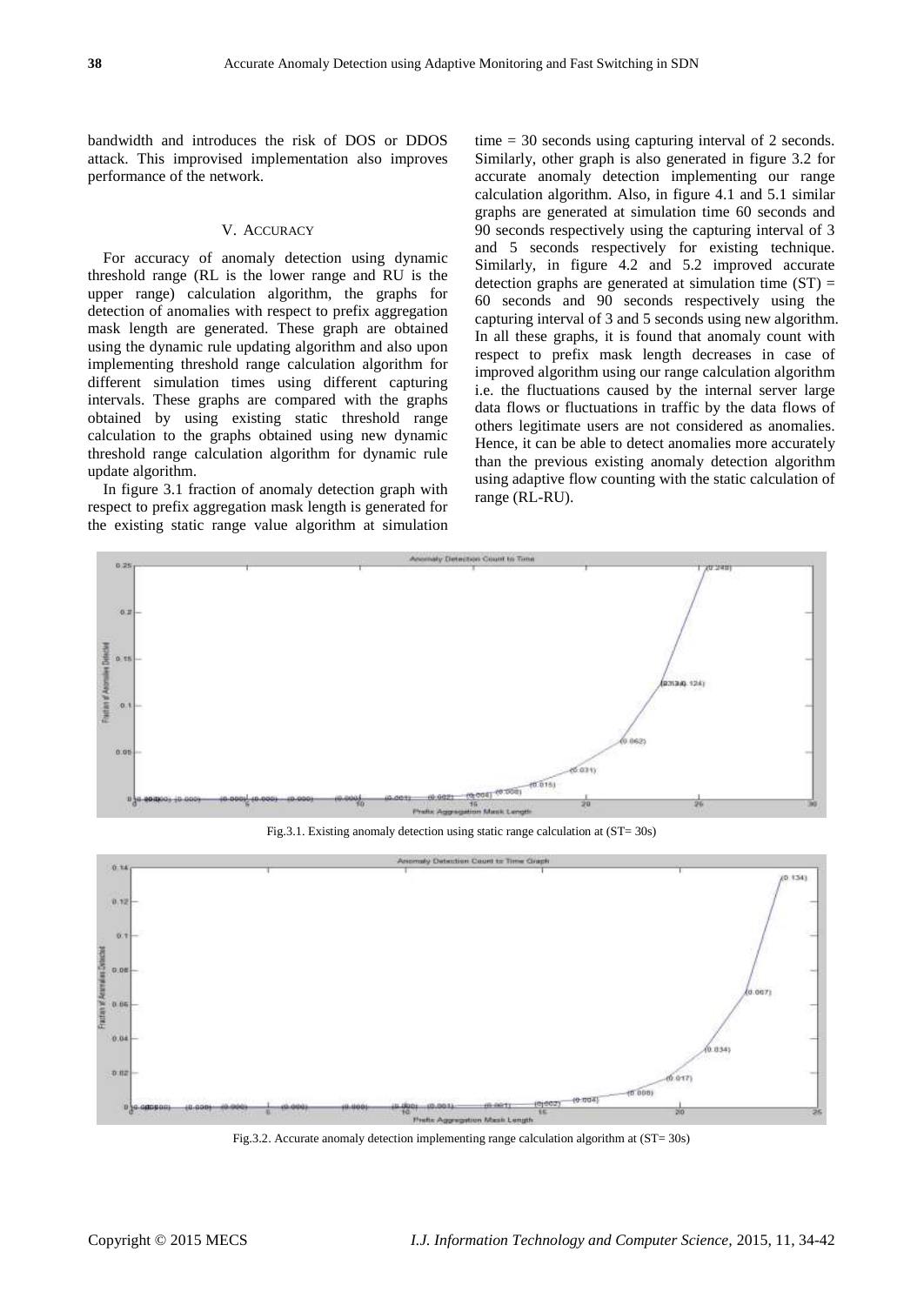bandwidth and introduces the risk of DOS or DDOS attack. This improvised implementation also improves performance of the network.

## V. ACCURACY

For accuracy of anomaly detection using dynamic threshold range (RL is the lower range and RU is the upper range) calculation algorithm, the graphs for detection of anomalies with respect to prefix aggregation mask length are generated. These graph are obtained using the dynamic rule updating algorithm and also upon implementing threshold range calculation algorithm for different simulation times using different capturing intervals. These graphs are compared with the graphs obtained by using existing static threshold range calculation to the graphs obtained using new dynamic threshold range calculation algorithm for dynamic rule update algorithm.

In figure 3.1 fraction of anomaly detection graph with respect to prefix aggregation mask length is generated for the existing static range value algorithm at simulation time = 30 seconds using capturing interval of 2 seconds. Similarly, other graph is also generated in figure 3.2 for accurate anomaly detection implementing our range calculation algorithm. Also, in figure 4.1 and 5.1 similar graphs are generated at simulation time 60 seconds and 90 seconds respectively using the capturing interval of 3 and 5 seconds respectively for existing technique. Similarly, in figure 4.2 and 5.2 improved accurate detection graphs are generated at simulation time (ST) = 60 seconds and 90 seconds respectively using the capturing interval of 3 and 5 seconds using new algorithm. In all these graphs, it is found that anomaly count with respect to prefix mask length decreases in case of improved algorithm using our range calculation algorithm i.e. the fluctuations caused by the internal server large data flows or fluctuations in traffic by the data flows of others legitimate users are not considered as anomalies. Hence, it can be able to detect anomalies more accurately than the previous existing anomaly detection algorithm using adaptive flow counting with the static calculation of range (RL-RU).

Fig.3.1. Existing anomaly detection using static range calculation at (ST= 30s)

Fig.3.2. Accurate anomaly detection implementing range calculation algorithm at (ST= 30s)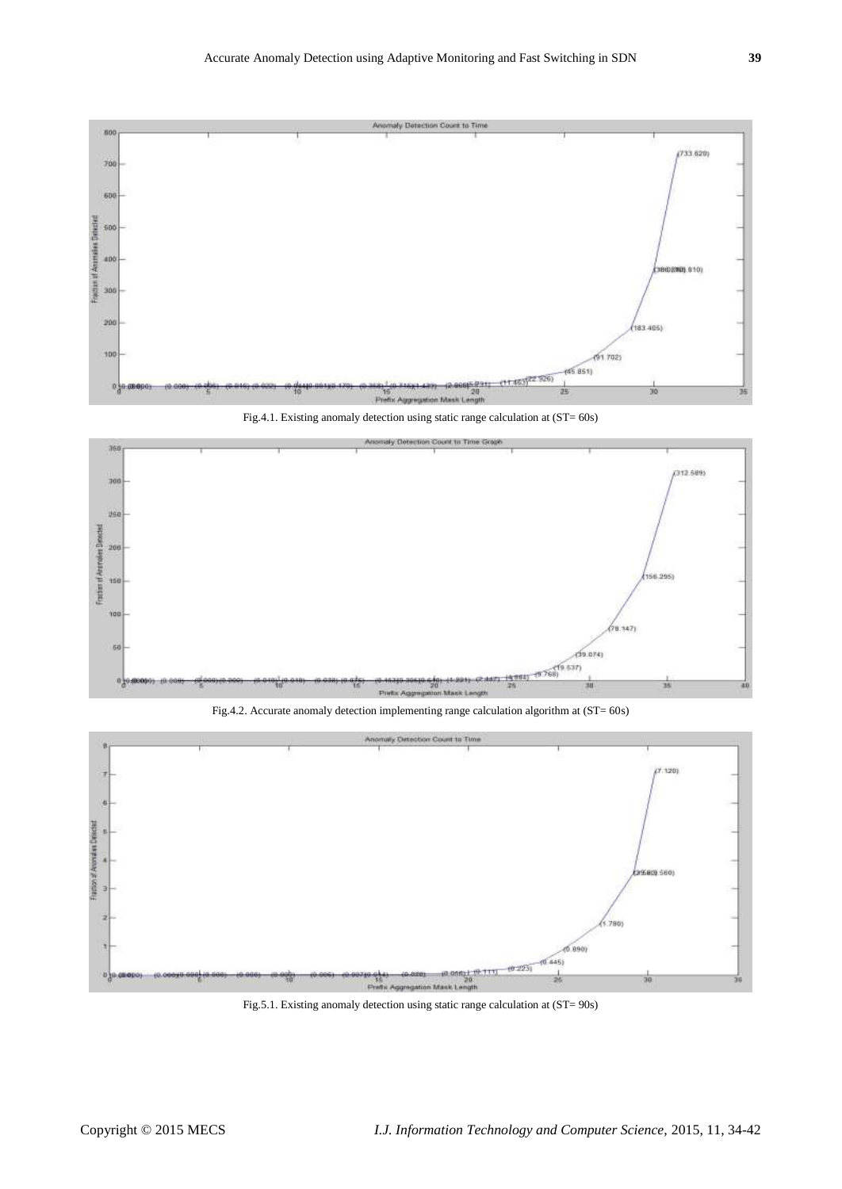Fig.4.1. Existing anomaly detection using static range calculation at (ST= 60s)

Fig.4.2. Accurate anomaly detection implementing range calculation algorithm at (ST= 60s)

Fig.5.1. Existing anomaly detection using static range calculation at (ST= 90s)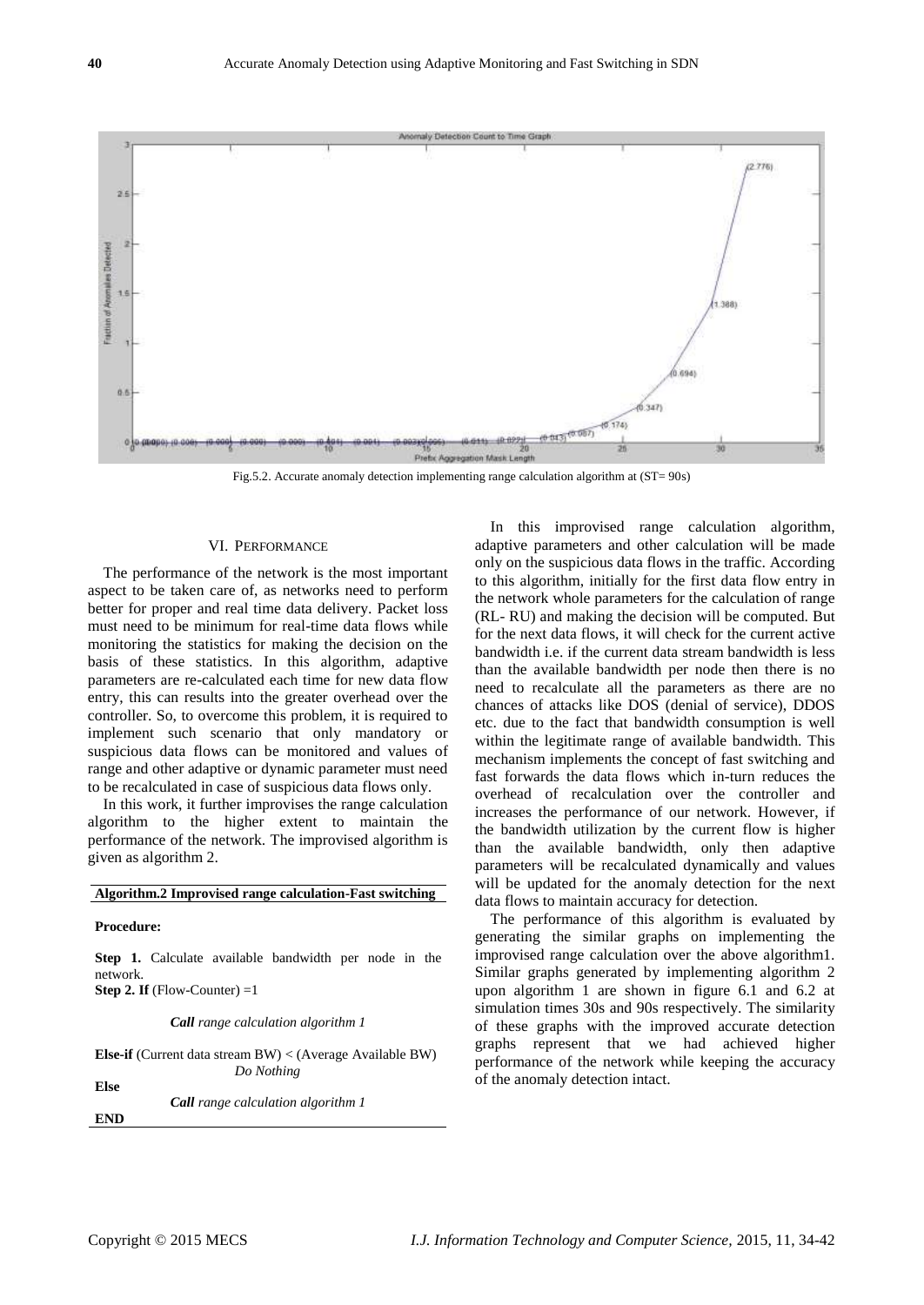Fig.5.2. Accurate anomaly detection implementing range calculation algorithm at (ST= 90s)

## VI. PERFORMANCE

The performance of the network is the most important aspect to be taken care of, as networks need to perform better for proper and real time data delivery. Packet loss must need to be minimum for real-time data flows while monitoring the statistics for making the decision on the basis of these statistics. In this algorithm, adaptive parameters are re-calculated each time for new data flow entry, this can results into the greater overhead over the controller. So, to overcome this problem, it is required to implement such scenario that only mandatory or suspicious data flows can be monitored and values of range and other adaptive or dynamic parameter must need to be recalculated in case of suspicious data flows only.

In this work, it further improvises the range calculation algorithm to the higher extent to maintain the performance of the network. The improvised algorithm is given as algorithm 2.

**Algorithm.2 Improvised range calculation-Fast switching**

**Procedure:**

**Step 1.** Calculate available bandwidth per node in the network.

**Step 2. If** (Flow-Counter) =1

*Call range calculation algorithm 1*

**Else-if** (Current data stream BW) < (Average Available BW)

*Do Nothing*

**Else**

*Call range calculation algorithm 1*

**END**

In this improvised range calculation algorithm, adaptive parameters and other calculation will be made only on the suspicious data flows in the traffic. According to this algorithm, initially for the first data flow entry in the network whole parameters for the calculation of range (RL- RU) and making the decision will be computed. But for the next data flows, it will check for the current active bandwidth i.e. if the current data stream bandwidth is less than the available bandwidth per node then there is no need to recalculate all the parameters as there are no chances of attacks like DOS (denial of service), DDOS etc. due to the fact that bandwidth consumption is well within the legitimate range of available bandwidth. This mechanism implements the concept of fast switching and fast forwards the data flows which in-turn reduces the overhead of recalculation over the controller and increases the performance of our network. However, if the bandwidth utilization by the current flow is higher than the available bandwidth, only then adaptive parameters will be recalculated dynamically and values will be updated for the anomaly detection for the next data flows to maintain accuracy for detection.

The performance of this algorithm is evaluated by generating the similar graphs on implementing the improvised range calculation over the above algorithm1. Similar graphs generated by implementing algorithm 2 upon algorithm 1 are shown in figure 6.1 and 6.2 at simulation times 30s and 90s respectively. The similarity of these graphs with the improved accurate detection graphs represent that we had achieved higher performance of the network while keeping the accuracy of the anomaly detection intact.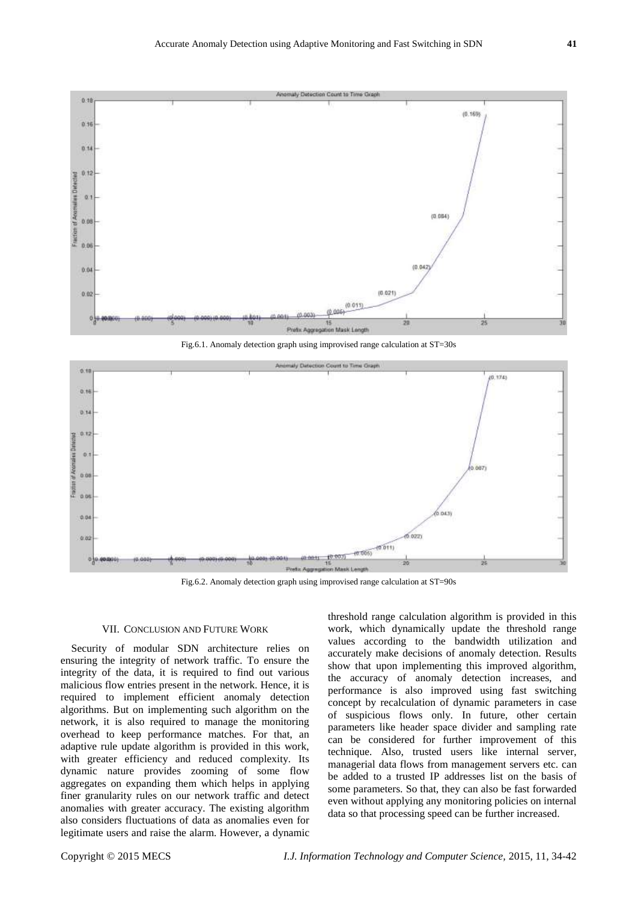Fig.6.1. Anomaly detection graph using improvised range calculation at ST=30s

Fig.6.2. Anomaly detection graph using improvised range calculation at ST=90s

## VII. Conclusion and Future Work

Security of modular SDN architecture relies on ensuring the integrity of network traffic. To ensure the integrity of the data, it is required to find out various malicious flow entries present in the network. Hence, it is required to implement efficient anomaly detection algorithms. But on implementing such algorithm on the network, it is also required to manage the monitoring overhead to keep performance matches. For that, an adaptive rule update algorithm is provided in this work, with greater efficiency and reduced complexity. Its dynamic nature provides zooming of some flow aggregates on expanding them which helps in applying finer granularity rules on our network traffic and detect anomalies with greater accuracy. The existing algorithm also considers fluctuations of data as anomalies even for legitimate users and raise the alarm. However, a dynamic threshold range calculation algorithm is provided in this work, which dynamically update the threshold range values according to the bandwidth utilization and accurately make decisions of anomaly detection. Results show that upon implementing this improved algorithm, the accuracy of anomaly detection increases, and performance is also improved using fast switching concept by recalculation of dynamic parameters in case of suspicious flows only. In future, other certain parameters like header space divider and sampling rate can be considered for further improvement of this technique. Also, trusted users like internal server, managerial data flows from management servers etc. can be added to a trusted IP addresses list on the basis of some parameters. So that, they can also be fast forwarded even without applying any monitoring policies on internal data so that processing speed can be further increased.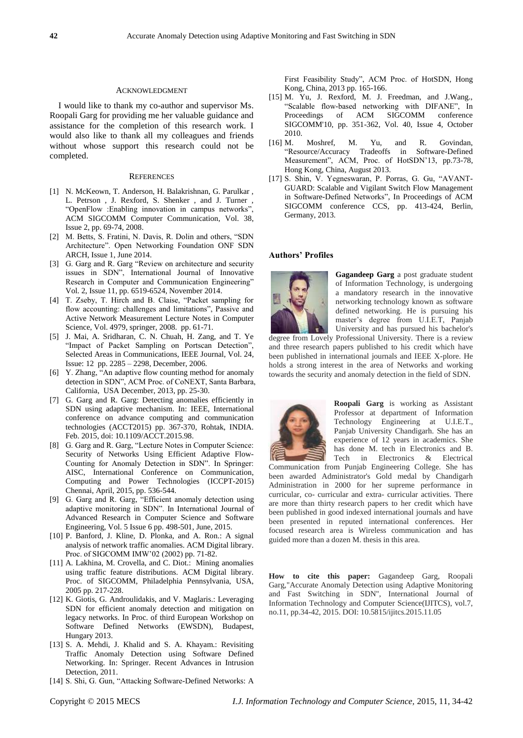## Acknowledgment

I would like to thank my co-author and supervisor Ms. Roopali Garg for providing me her valuable guidance and assistance for the completion of this research work. I would also like to thank all my colleagues and friends without whose support this research could not be completed.

## References

- [1] N. McKeown, T. Anderson, H. Balakrishnan, G. Parulkar , L. Petrson , J. Rexford, S. Shenker , and J. Turner , "OpenFlow :Enabling innovation in campus networks", ACM SIGCOMM Computer Communication, Vol. 38, Issue 2, pp. 69-74, 2008.
- [2] M. Betts, S. Fratini, N. Davis, R. Dolin and others, "SDN Architecture". Open Networking Foundation ONF SDN ARCH, Issue 1, June 2014.
- [3] G. Garg and R. Garg "Review on architecture and security issues in SDN", International Journal of Innovative Research in Computer and Communication Engineering" Vol. 2, Issue 11, pp. 6519-6524, November 2014.
- [4] T. Zseby, T. Hirch and B. Claise, "Packet sampling for flow accounting: challenges and limitations", Passive and Active Network Measurement Lecture Notes in Computer Science, Vol. 4979, springer, 2008. pp. 61-71.
- [5] J. Mai, A. Sridharan, C. N. Chuah, H. Zang, and T. Ye "Impact of Packet Sampling on Portscan Detection", Selected Areas in Communications, IEEE Journal, Vol. 24, Issue: 12 pp. 2285 – 2298, December, 2006.
- [6] Y. Zhang, "An adaptive flow counting method for anomaly detection in SDN", ACM Proc. of CoNEXT, Santa Barbara, California, USA December, 2013, pp. 25-30.
- [7] G. Garg and R. Garg: Detecting anomalies efficiently in SDN using adaptive mechanism. In: IEEE, International conference on advance computing and communication technologies (ACCT2015) pp. 367-370, Rohtak, INDIA. Feb. 2015, doi: 10.1109/ACCT.2015.98.
- [8] G. Garg and R. Garg, "Lecture Notes in Computer Science: Security of Networks Using Efficient Adaptive Flow-Counting for Anomaly Detection in SDN". In Springer: AISC, International Conference on Communication, Computing and Power Technologies (ICCPT-2015) Chennai, April, 2015, pp. 536-544.
- [9] G. Garg and R. Garg, "Efficient anomaly detection using adaptive monitoring in SDN". In International Journal of Advanced Research in Computer Science and Software Engineering, Vol. 5 Issue 6 pp. 498-501, June, 2015.
- [10] P. Banford, J. Kline, D. Plonka, and A. Ron.: A signal analysis of network traffic anomalies. ACM Digital library. Proc. of SIGCOMM IMW'02 (2002) pp. 71-82.
- [11] A. Lakhina, M. Crovella, and C. Diot.: Mining anomalies using traffic feature distributions. ACM Digital library. Proc. of SIGCOMM, Philadelphia Pennsylvania, USA, 2005 pp. 217-228.
- [12] K. Giotis, G. Androulidakis, and V. Maglaris.: Leveraging SDN for efficient anomaly detection and mitigation on legacy networks. In Proc. of third European Workshop on Software Defined Networks (EWSDN), Budapest, Hungary 2013.
- [13] S. A. Mehdi, J. Khalid and S. A. Khayam.: Revisiting Traffic Anomaly Detection using Software Defined Networking. In: Springer. Recent Advances in Intrusion Detection, 2011.
- [14] S. Shi, G. Gun, "Attacking Software-Defined Networks: A First Feasibility Study", ACM Proc. of HotSDN, Hong Kong, China, 2013 pp. 165-166.
- [15] M. Yu, J. Rexford, M. J. Freedman, and J.Wang., "Scalable flow-based networking with DIFANE", In Proceedings of ACM SIGCOMM conference SIGCOMM'10, pp. 351-362, Vol. 40, Issue 4, October 2010.
- [16] M. Moshref, M. Yu, and R. Govindan, "Resource/Accuracy Tradeoffs in Software-Defined Measurement", ACM, Proc. of HotSDN'13, pp.73-78, Hong Kong, China, August 2013.
- [17] S. Shin, V. Yegneswaran, P. Porras, G. Gu, "AVANT-GUARD: Scalable and Vigilant Switch Flow Management in Software-Defined Networks", In Proceedings of ACM SIGCOMM conference CCS, pp. 413-424, Berlin, Germany, 2013.

### Authors' Profiles

**Gagandeep Garg** a post graduate student of Information Technology, is undergoing a mandatory research in the innovative networking technology known as software defined networking. He is pursuing his master's degree from U.I.E.T, Panjab University and has pursued his bachelor's degree from Lovely Professional University. There is a review and three research papers published to his credit which have been published in international journals and IEEE X-plore. He holds a strong interest in the area of Networks and working towards the security and anomaly detection in the field of SDN.

**Roopali Garg** is working as Assistant Professor at department of Information Technology Engineering at U.I.E.T., Panjab University Chandigarh. She has an experience of 12 years in academics. She has done M. tech in Electronics and B. Tech in Electronics & Electrical Communication from Punjab Engineering College. She has been awarded Administrator's Gold medal by Chandigarh Administration in 2000 for her supreme performance in curricular, co- curricular and extra- curricular activities. There are more than thirty research papers to her credit which have been published in good indexed international journals and have been presented in reputed international conferences. Her focused research area is Wireless communication and has guided more than a dozen M. thesis in this area.

**How to cite this paper:** Gagandeep Garg, Roopali Garg,"Accurate Anomaly Detection using Adaptive Monitoring and Fast Switching in SDN", International Journal of Information Technology and Computer Science(IJITCS), vol.7, no.11, pp.34-42, 2015. DOI: 10.5815/ijitcs.2015.11.05